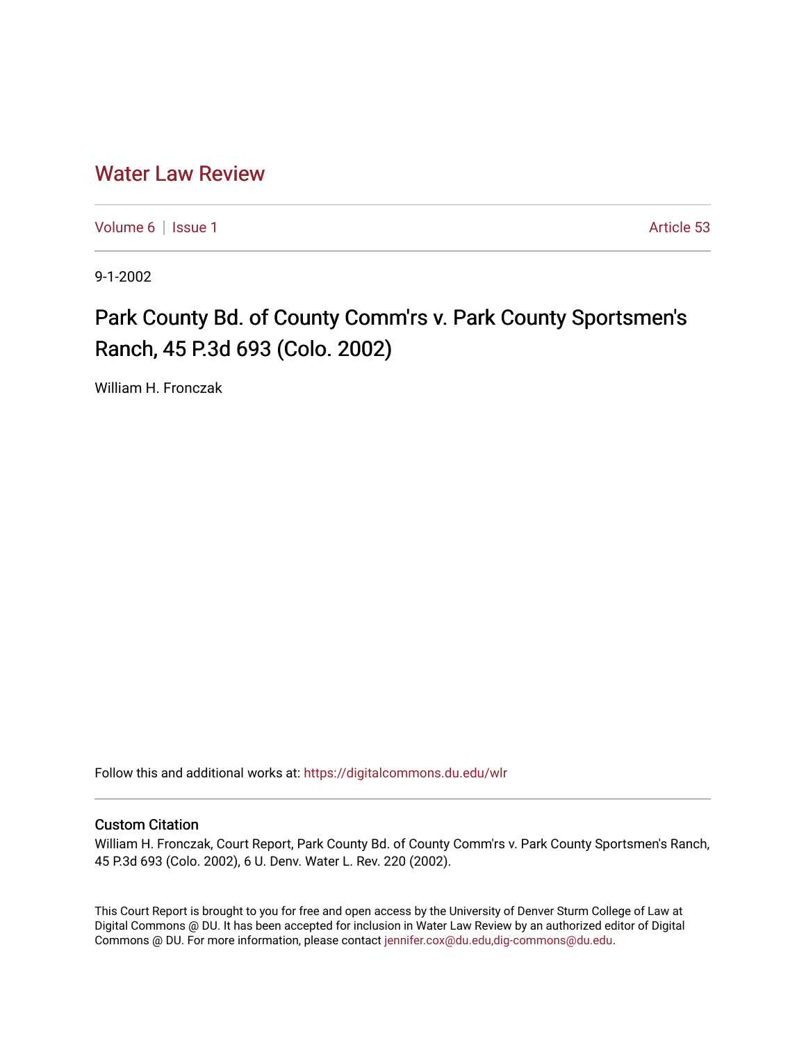# Water Law Review

Volume 6 | Issue 1 | Article 53

9-1-2002

## Park County Bd. of County Comm'rs v. Park County Sportsmen's Ranch, 45 P.3d 693 (Colo. 2002)

William H. Fronczak

Follow this and additional works at: https://digitalcommons.du.edu/wlr

### Custom Citation

William H. Fronczak, Court Report, Park County Bd. of County Comm'rs v. Park County Sportsmen's Ranch, 45 P.3d 693 (Colo. 2002), 6 U. Denv. Water L. Rev. 220 (2002).

This Court Report is brought to you for free and open access by the University of Denver Sturm College of Law at Digital Commons @ DU. It has been accepted for inclusion in Water Law Review by an authorized editor of Digital Commons @ DU. For more information, please contact jennifer.cox@du.edu,dig-commons@du.edu.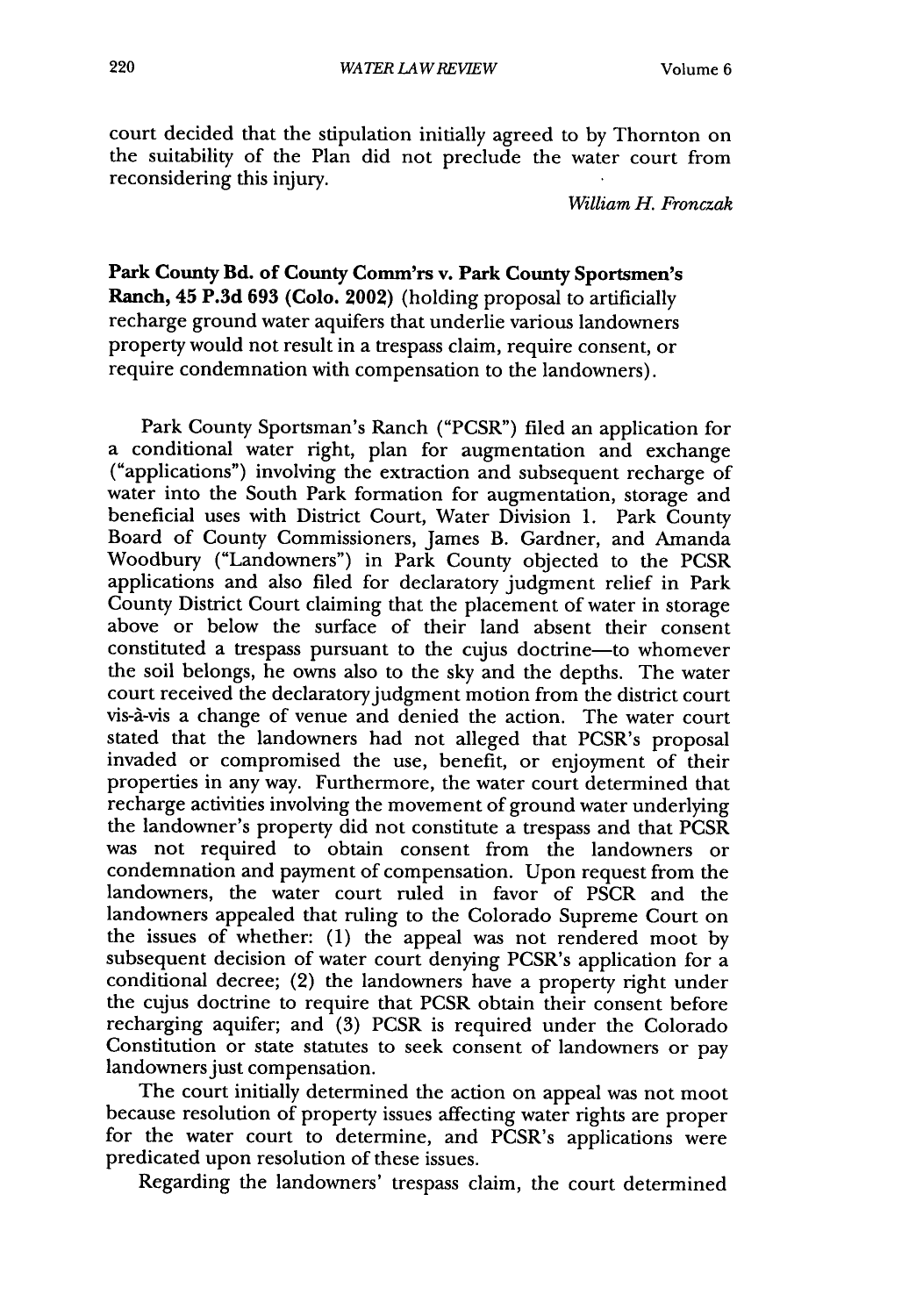court decided that the stipulation initially agreed to by Thornton on the suitability of the Plan did not preclude the water court from reconsidering this injury.

*William H. Fronczak*

**Park County Bd. of County Comm'rs v. Park County Sportsmen's Ranch, 45 P.3d 693 (Colo. 2002)** (holding proposal to artificially recharge ground water aquifers that underlie various landowners property would not result in a trespass claim, require consent, or require condemnation with compensation to the landowners).

Park County Sportsman's Ranch ("PCSR") filed an application for a conditional water right, plan for augmentation and exchange ("applications") involving the extraction and subsequent recharge of water into the South Park formation for augmentation, storage and beneficial uses with District Court, Water Division 1. Park County Board of County Commissioners, James B. Gardner, and Amanda Woodbury ("Landowners") in Park County objected to the PCSR applications and also filed for declaratory judgment relief in Park County District Court claiming that the placement of water in storage above or below the surface of their land absent their consent constituted a trespass pursuant to the cujus doctrine—to whomever the soil belongs, he owns also to the sky and the depths. The water court received the declaratory judgment motion from the district court vis-à-vis a change of venue and denied the action. The water court stated that the landowners had not alleged that PCSR's proposal invaded or compromised the use, benefit, or enjoyment of their properties in any way. Furthermore, the water court determined that recharge activities involving the movement of ground water underlying the landowner's property did not constitute a trespass and that PCSR was not required to obtain consent from the landowners or condemnation and payment of compensation. Upon request from the landowners, the water court ruled in favor of PSCR and the landowners appealed that ruling to the Colorado Supreme Court on the issues of whether: (1) the appeal was not rendered moot by subsequent decision of water court denying PCSR's application for a conditional decree; (2) the landowners have a property right under the cujus doctrine to require that PCSR obtain their consent before recharging aquifer; and (3) PCSR is required under the Colorado Constitution or state statutes to seek consent of landowners or pay landowners just compensation.

The court initially determined the action on appeal was not moot because resolution of property issues affecting water rights are proper for the water court to determine, and PCSR's applications were predicated upon resolution of these issues.

Regarding the landowners' trespass claim, the court determined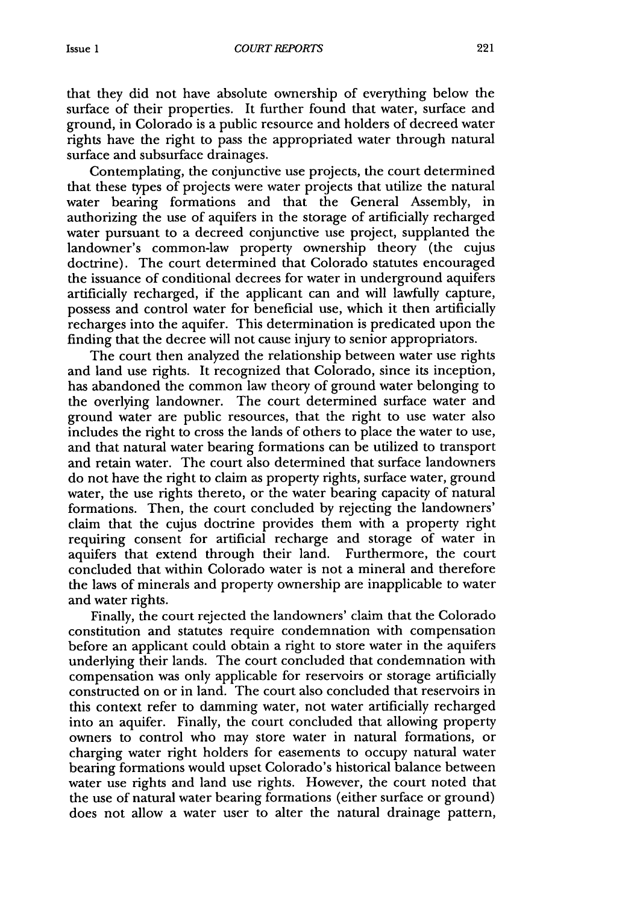that they did not have absolute ownership of everything below the surface of their properties. It further found that water, surface and ground, in Colorado is a public resource and holders of decreed water rights have the right to pass the appropriated water through natural surface and subsurface drainages.

Contemplating, the conjunctive use projects, the court determined that these types of projects were water projects that utilize the natural water bearing formations and that the General Assembly, in authorizing the use of aquifers in the storage of artificially recharged water pursuant to a decreed conjunctive use project, supplanted the landowner's common-law property ownership theory (the cujus doctrine). The court determined that Colorado statutes encouraged the issuance of conditional decrees for water in underground aquifers artificially recharged, if the applicant can and will lawfully capture, possess and control water for beneficial use, which it then artificially recharges into the aquifer. This determination is predicated upon the finding that the decree will not cause injury to senior appropriators.

The court then analyzed the relationship between water use rights and land use rights. It recognized that Colorado, since its inception, has abandoned the common law theory of ground water belonging to the overlying landowner. The court determined surface water and ground water are public resources, that the right to use water also includes the right to cross the lands of others to place the water to use, and that natural water bearing formations can be utilized to transport and retain water. The court also determined that surface landowners do not have the right to claim as property rights, surface water, ground water, the use rights thereto, or the water bearing capacity of natural formations. Then, the court concluded by rejecting the landowners' claim that the cujus doctrine provides them with a property right requiring consent for artificial recharge and storage of water in aquifers that extend through their land. Furthermore, the court concluded that within Colorado water is not a mineral and therefore the laws of minerals and property ownership are inapplicable to water and water rights.

Finally, the court rejected the landowners' claim that the Colorado constitution and statutes require condemnation with compensation before an applicant could obtain a right to store water in the aquifers underlying their lands. The court concluded that condemnation with compensation was only applicable for reservoirs or storage artificially constructed on or in land. The court also concluded that reservoirs in this context refer to damming water, not water artificially recharged into an aquifer. Finally, the court concluded that allowing property owners to control who may store water in natural formations, or charging water right holders for easements to occupy natural water bearing formations would upset Colorado's historical balance between water use rights and land use rights. However, the court noted that the use of natural water bearing formations (either surface or ground) does not allow a water user to alter the natural drainage pattern,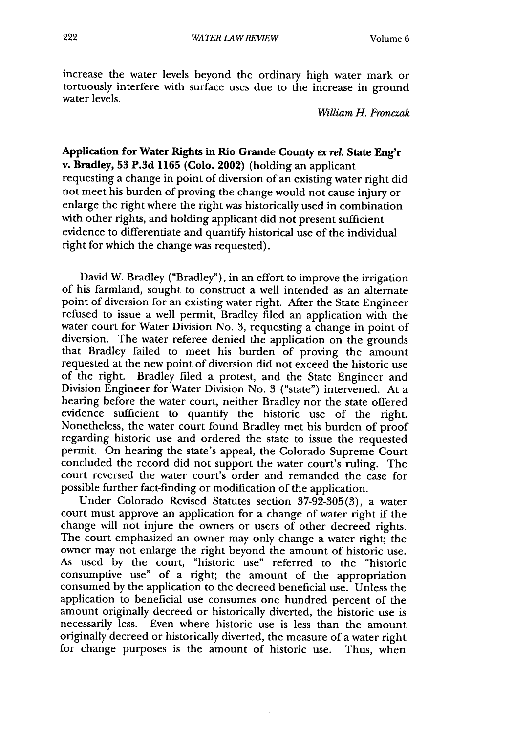increase the water levels beyond the ordinary high water mark or tortuously interfere with surface uses due to the increase in ground water levels.

*William H. Fronczak*

**Application for Water Rights in Rio Grande County *ex rel.* State Eng'r v. Bradley, 53 P.3d 1165 (Colo. 2002)** (holding an applicant requesting a change in point of diversion of an existing water right did not meet his burden of proving the change would not cause injury or enlarge the right where the right was historically used in combination with other rights, and holding applicant did not present sufficient evidence to differentiate and quantify historical use of the individual right for which the change was requested).

David W. Bradley ("Bradley"), in an effort to improve the irrigation of his farmland, sought to construct a well intended as an alternate point of diversion for an existing water right. After the State Engineer refused to issue a well permit, Bradley filed an application with the water court for Water Division No. 3, requesting a change in point of diversion. The water referee denied the application on the grounds that Bradley failed to meet his burden of proving the amount requested at the new point of diversion did not exceed the historic use of the right. Bradley filed a protest, and the State Engineer and Division Engineer for Water Division No. 3 ("state") intervened. At a hearing before the water court, neither Bradley nor the state offered evidence sufficient to quantify the historic use of the right. Nonetheless, the water court found Bradley met his burden of proof regarding historic use and ordered the state to issue the requested permit. On hearing the state's appeal, the Colorado Supreme Court concluded the record did not support the water court's ruling. The court reversed the water court's order and remanded the case for possible further fact-finding or modification of the application.

Under Colorado Revised Statutes section 37-92-305(3), a water court must approve an application for a change of water right if the change will not injure the owners or users of other decreed rights. The court emphasized an owner may only change a water right; the owner may not enlarge the right beyond the amount of historic use. As used by the court, "historic use" referred to the "historic consumptive use" of a right; the amount of the appropriation consumed by the application to the decreed beneficial use. Unless the application to beneficial use consumes one hundred percent of the amount originally decreed or historically diverted, the historic use is necessarily less. Even where historic use is less than the amount originally decreed or historically diverted, the measure of a water right for change purposes is the amount of historic use. Thus, when